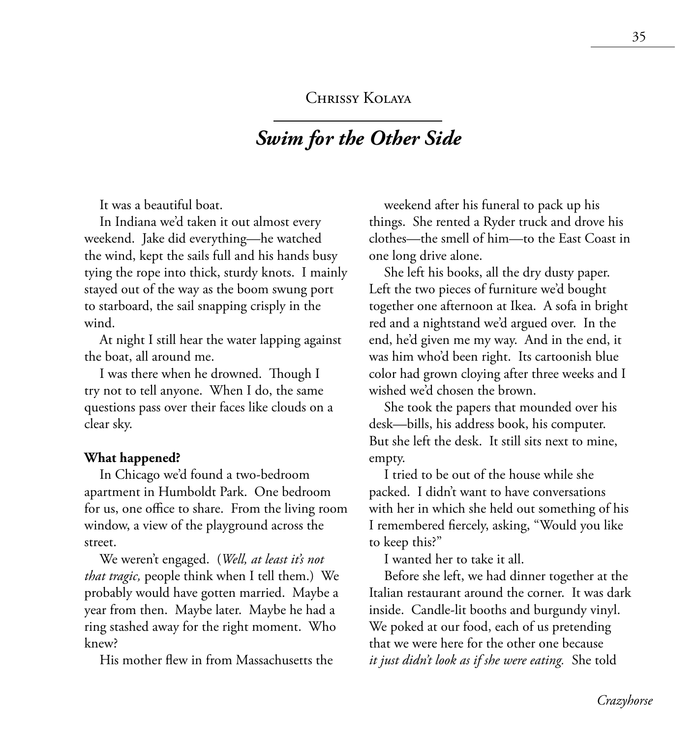Chrissy Kolaya

# *Swim for the Other Side*

It was a beautiful boat.

In Indiana we'd taken it out almost every weekend. Jake did everything—he watched the wind, kept the sails full and his hands busy tying the rope into thick, sturdy knots. I mainly stayed out of the way as the boom swung port to starboard, the sail snapping crisply in the wind.

At night I still hear the water lapping against the boat, all around me.

I was there when he drowned. Though I try not to tell anyone. When I do, the same questions pass over their faces like clouds on a clear sky.

**What happened?**

In Chicago we'd found a two-bedroom apartment in Humboldt Park. One bedroom for us, one office to share. From the living room window, a view of the playground across the street.

We weren't engaged. (*Well, at least it's not that tragic,* people think when I tell them.) We probably would have gotten married. Maybe a year from then. Maybe later. Maybe he had a ring stashed away for the right moment. Who knew?

His mother flew in from Massachusetts the weekend after his funeral to pack up his things. She rented a Ryder truck and drove his clothes—the smell of him—to the East Coast in one long drive alone.

She left his books, all the dry dusty paper. Left the two pieces of furniture we'd bought together one afternoon at Ikea. A sofa in bright red and a nightstand we'd argued over. In the end, he'd given me my way. And in the end, it was him who'd been right. Its cartoonish blue color had grown cloying after three weeks and I wished we'd chosen the brown.

She took the papers that mounded over his desk—bills, his address book, his computer. But she left the desk. It still sits next to mine, empty.

I tried to be out of the house while she packed. I didn't want to have conversations with her in which she held out something of his I remembered fiercely, asking, "Would you like to keep this?"

I wanted her to take it all.

Before she left, we had dinner together at the Italian restaurant around the corner. It was dark inside. Candle-lit booths and burgundy vinyl. We poked at our food, each of us pretending that we were here for the other one because *it just didn't look as if she were eating.* She told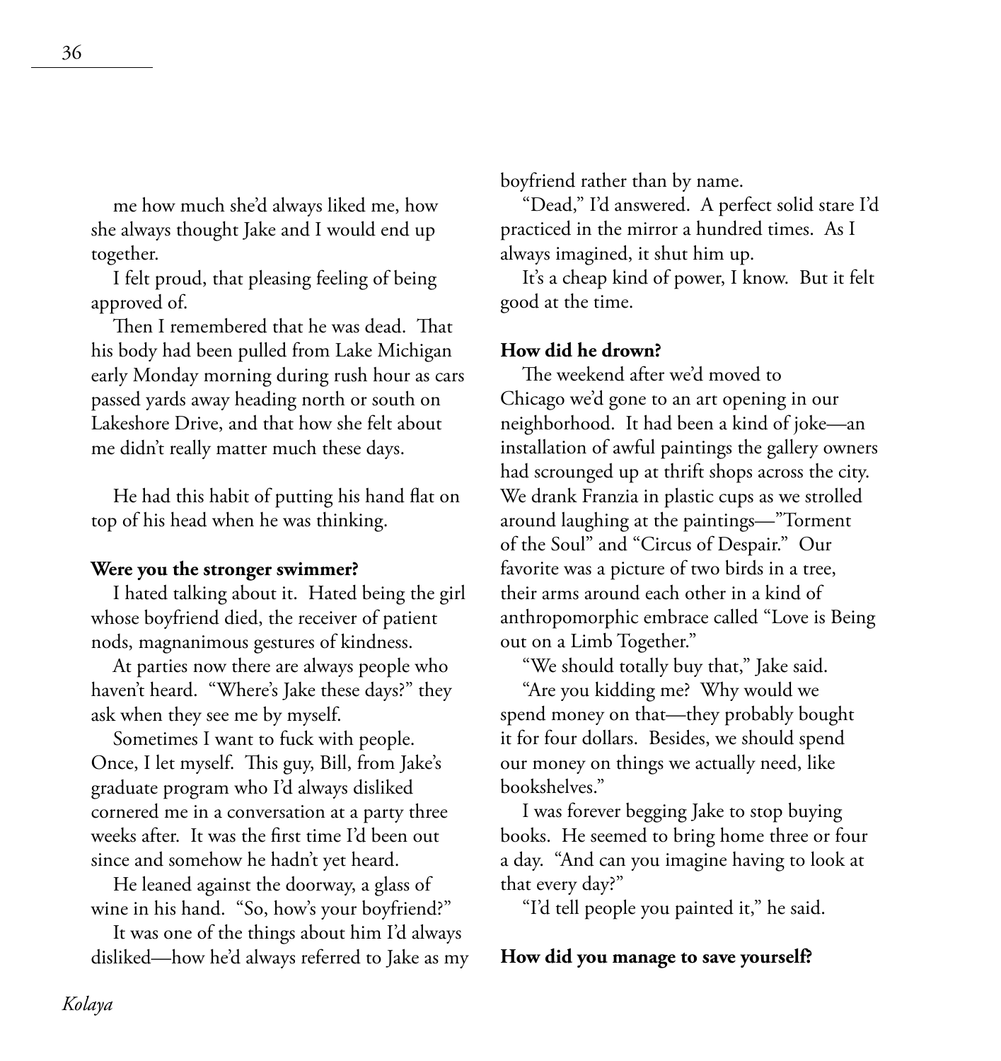me how much she'd always liked me, how she always thought Jake and I would end up together.

I felt proud, that pleasing feeling of being approved of.

Then I remembered that he was dead. That his body had been pulled from Lake Michigan early Monday morning during rush hour as cars passed yards away heading north or south on Lakeshore Drive, and that how she felt about me didn't really matter much these days.

He had this habit of putting his hand flat on top of his head when he was thinking.

**Were you the stronger swimmer?**

I hated talking about it. Hated being the girl whose boyfriend died, the receiver of patient nods, magnanimous gestures of kindness.

At parties now there are always people who haven't heard. "Where's Jake these days?" they ask when they see me by myself.

Sometimes I want to fuck with people. Once, I let myself. This guy, Bill, from Jake's graduate program who I'd always disliked cornered me in a conversation at a party three weeks after. It was the first time I'd been out since and somehow he hadn't yet heard.

He leaned against the doorway, a glass of wine in his hand. "So, how's your boyfriend?"

It was one of the things about him I'd always disliked—how he'd always referred to Jake as my boyfriend rather than by name.

"Dead," I'd answered. A perfect solid stare I'd practiced in the mirror a hundred times. As I always imagined, it shut him up.

It's a cheap kind of power, I know. But it felt good at the time.

**How did he drown?**

The weekend after we'd moved to Chicago we'd gone to an art opening in our neighborhood. It had been a kind of joke—an installation of awful paintings the gallery owners had scrounged up at thrift shops across the city. We drank Franzia in plastic cups as we strolled around laughing at the paintings—"Torment of the Soul" and "Circus of Despair." Our favorite was a picture of two birds in a tree, their arms around each other in a kind of anthropomorphic embrace called "Love is Being out on a Limb Together."

"We should totally buy that," Jake said.

"Are you kidding me? Why would we spend money on that—they probably bought it for four dollars. Besides, we should spend our money on things we actually need, like bookshelves."

I was forever begging Jake to stop buying books. He seemed to bring home three or four a day. "And can you imagine having to look at that every day?"

"I'd tell people you painted it," he said.

**How did you manage to save yourself?**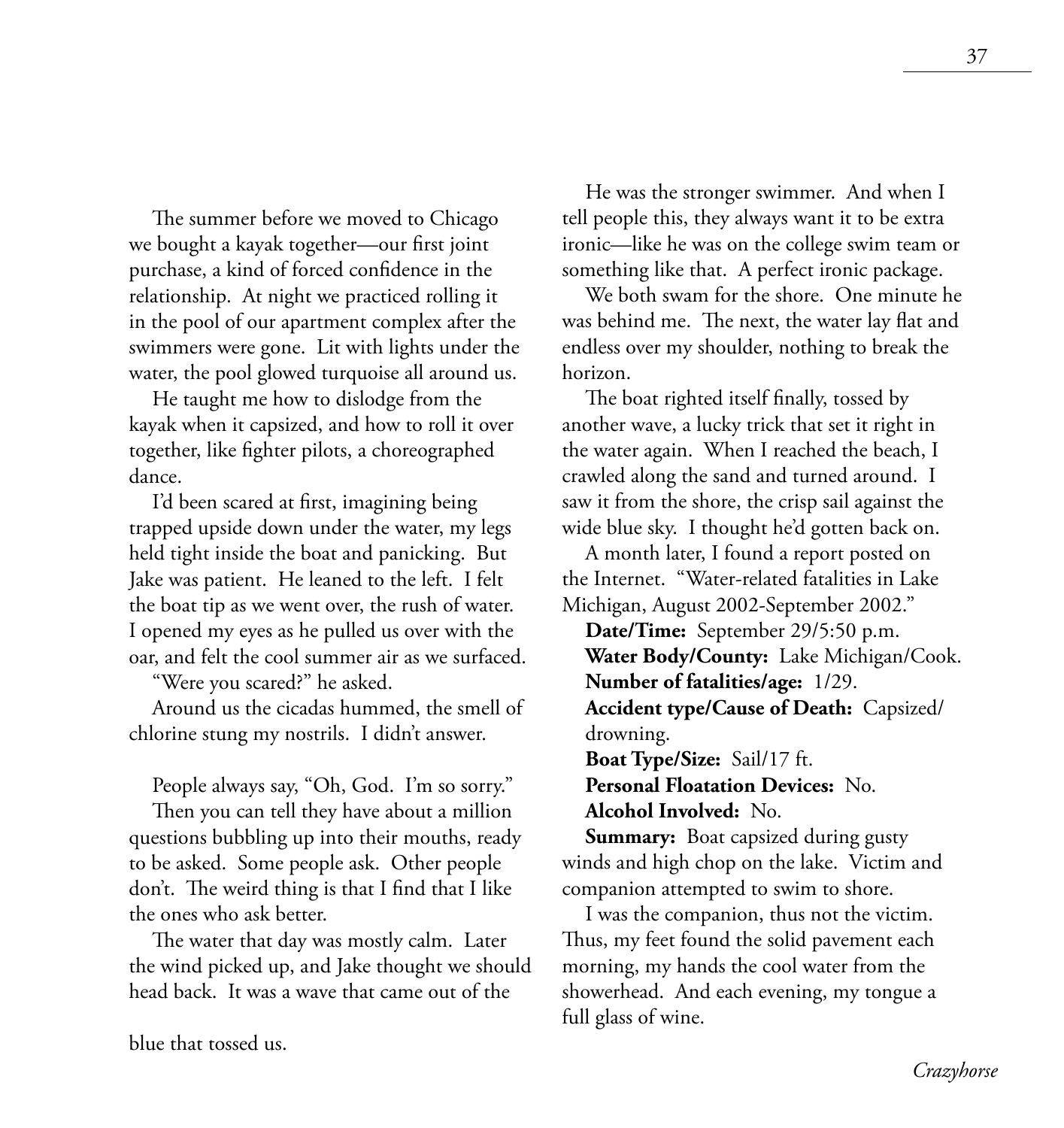The summer before we moved to Chicago we bought a kayak together—our first joint purchase, a kind of forced confidence in the relationship. At night we practiced rolling it in the pool of our apartment complex after the swimmers were gone. Lit with lights under the water, the pool glowed turquoise all around us.

He taught me how to dislodge from the kayak when it capsized, and how to roll it over together, like fighter pilots, a choreographed dance.

I'd been scared at first, imagining being trapped upside down under the water, my legs held tight inside the boat and panicking. But Jake was patient. He leaned to the left. I felt the boat tip as we went over, the rush of water. I opened my eyes as he pulled us over with the oar, and felt the cool summer air as we surfaced.

"Were you scared?" he asked.

Around us the cicadas hummed, the smell of chlorine stung my nostrils. I didn't answer.

People always say, "Oh, God. I'm so sorry."

Then you can tell they have about a million questions bubbling up into their mouths, ready to be asked. Some people ask. Other people don't. The weird thing is that I find that I like the ones who ask better.

The water that day was mostly calm. Later the wind picked up, and Jake thought we should head back. It was a wave that came out of the blue that tossed us.

He was the stronger swimmer. And when I tell people this, they always want it to be extra ironic—like he was on the college swim team or something like that. A perfect ironic package.

We both swam for the shore. One minute he was behind me. The next, the water lay flat and endless over my shoulder, nothing to break the horizon.

The boat righted itself finally, tossed by another wave, a lucky trick that set it right in the water again. When I reached the beach, I crawled along the sand and turned around. I saw it from the shore, the crisp sail against the wide blue sky. I thought he'd gotten back on.

A month later, I found a report posted on the Internet. "Water-related fatalities in Lake Michigan, August 2002-September 2002."

**Date/Time:** September 29/5:50 p.m.
**Water Body/County:** Lake Michigan/Cook.
**Number of fatalities/age:** 1/29.
**Accident type/Cause of Death:** Capsized/drowning.
**Boat Type/Size:** Sail/17 ft.
**Personal Floatation Devices:** No.
**Alcohol Involved:** No.
**Summary:** Boat capsized during gusty winds and high chop on the lake. Victim and companion attempted to swim to shore.

I was the companion, thus not the victim. Thus, my feet found the solid pavement each morning, my hands the cool water from the showerhead. And each evening, my tongue a full glass of wine.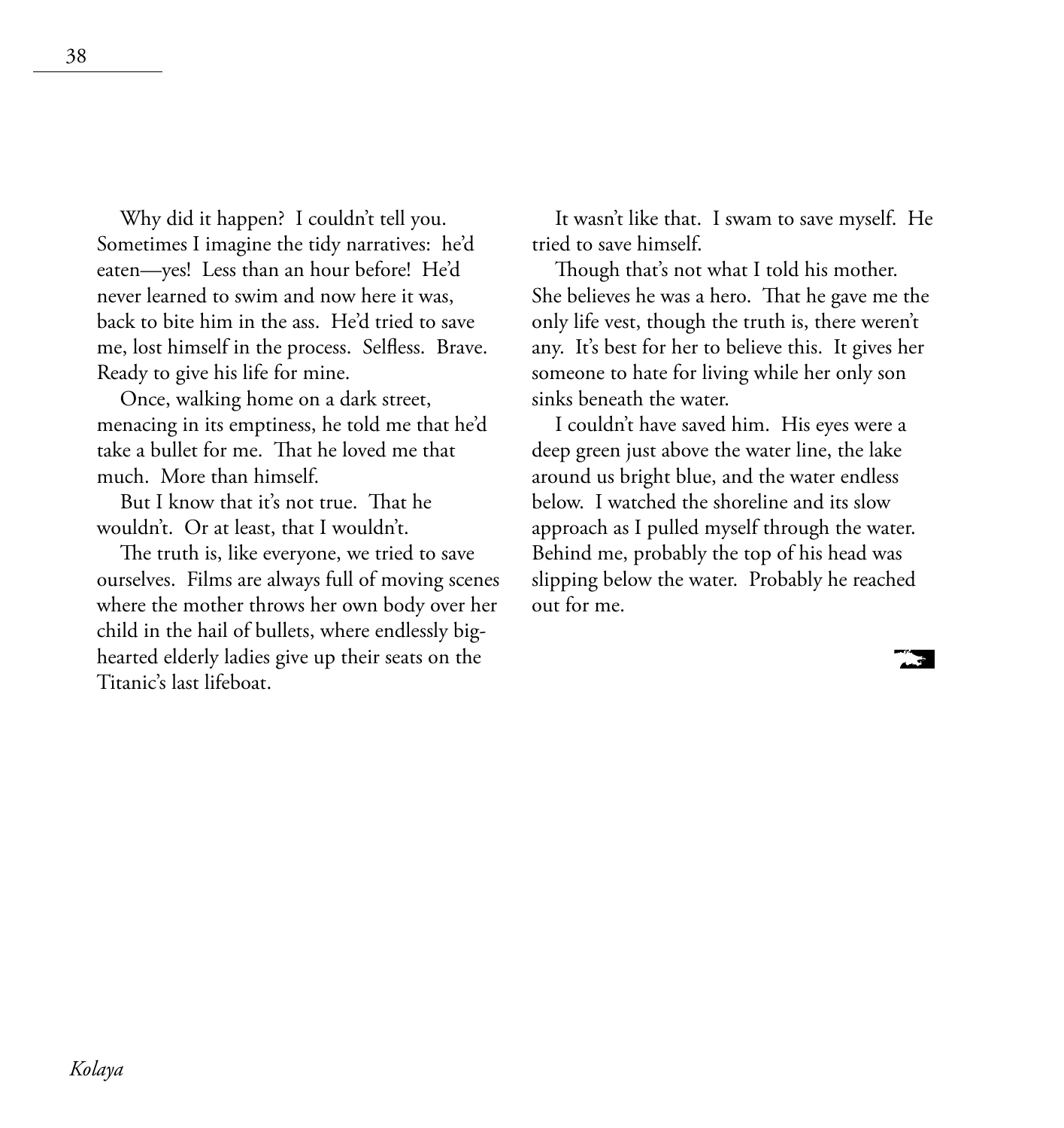Why did it happen? I couldn't tell you. Sometimes I imagine the tidy narratives: he'd eaten—yes! Less than an hour before! He'd never learned to swim and now here it was, back to bite him in the ass. He'd tried to save me, lost himself in the process. Selfless. Brave. Ready to give his life for mine.

Once, walking home on a dark street, menacing in its emptiness, he told me that he'd take a bullet for me. That he loved me that much. More than himself.

But I know that it's not true. That he wouldn't. Or at least, that I wouldn't.

The truth is, like everyone, we tried to save ourselves. Films are always full of moving scenes where the mother throws her own body over her child in the hail of bullets, where endlessly big-hearted elderly ladies give up their seats on the Titanic's last lifeboat.

It wasn't like that. I swam to save myself. He tried to save himself.

Though that's not what I told his mother. She believes he was a hero. That he gave me the only life vest, though the truth is, there weren't any. It's best for her to believe this. It gives her someone to hate for living while her only son sinks beneath the water.

I couldn't have saved him. His eyes were a deep green just above the water line, the lake around us bright blue, and the water endless below. I watched the shoreline and its slow approach as I pulled myself through the water. Behind me, probably the top of his head was slipping below the water. Probably he reached out for me.